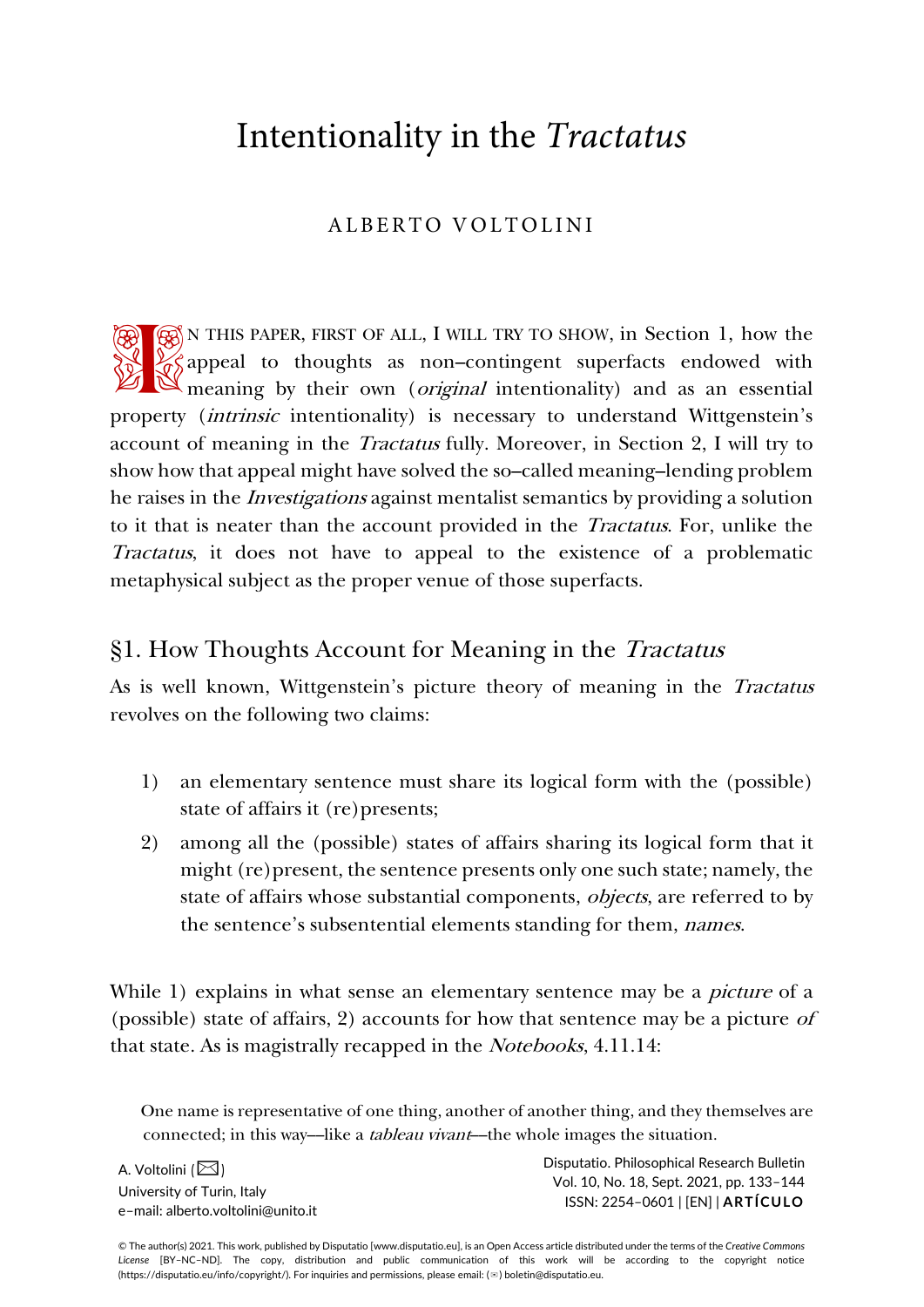# Intentionality in the *Tractatus*

ALBERTO VOLTOLINI

IN THIS PAPER, FIRST OF ALL, I WILL TRY TO SHOW, in Section 1, how the appeal to thoughts as non–contingent superfacts endowed with meaning by their own (*original* intentionality) and as an essential property (*intrinsic* intentionality) is necessary to understand Wittgenstein's account of meaning in the *Tractatus* fully. Moreover, in Section 2, I will try to show how that appeal might have solved the so–called meaning–lending problem he raises in the *Investigations* against mentalist semantics by providing a solution to it that is neater than the account provided in the *Tractatus*. For, unlike the *Tractatus*, it does not have to appeal to the existence of a problematic metaphysical subject as the proper venue of those superfacts.

## §1. How Thoughts Account for Meaning in the *Tractatus*

As is well known, Wittgenstein's picture theory of meaning in the *Tractatus* revolves on the following two claims:

1) an elementary sentence must share its logical form with the (possible) state of affairs it (re)presents;
2) among all the (possible) states of affairs sharing its logical form that it might (re)present, the sentence presents only one such state; namely, the state of affairs whose substantial components, *objects*, are referred to by the sentence's subsentential elements standing for them, *names*.

While 1) explains in what sense an elementary sentence may be a *picture* of a (possible) state of affairs, 2) accounts for how that sentence may be a picture *of* that state. As is magistrally recapped in the *Notebooks*, 4.11.14:

> One name is representative of one thing, another of another thing, and they themselves are connected; in this way—like a *tableau vivant*—the whole images the situation.

A. Voltolini (✉)
University of Turin, Italy
e–mail: alberto.voltolini@unito.it

Disputatio. Philosophical Research Bulletin
Vol. 10, No. 18, Sept. 2021, pp. 133–144
ISSN: 2254–0601 | [EN] | **ARTÍCULO**

© The author(s) 2021. This work, published by Disputatio [www.disputatio.eu], is an Open Access article distributed under the terms of the *Creative Commons License* [BY–NC–ND]. The copy, distribution and public communication of this work will be according to the copyright notice (https://disputatio.eu/info/copyright/). For inquiries and permissions, please email: (✉) boletin@disputatio.eu.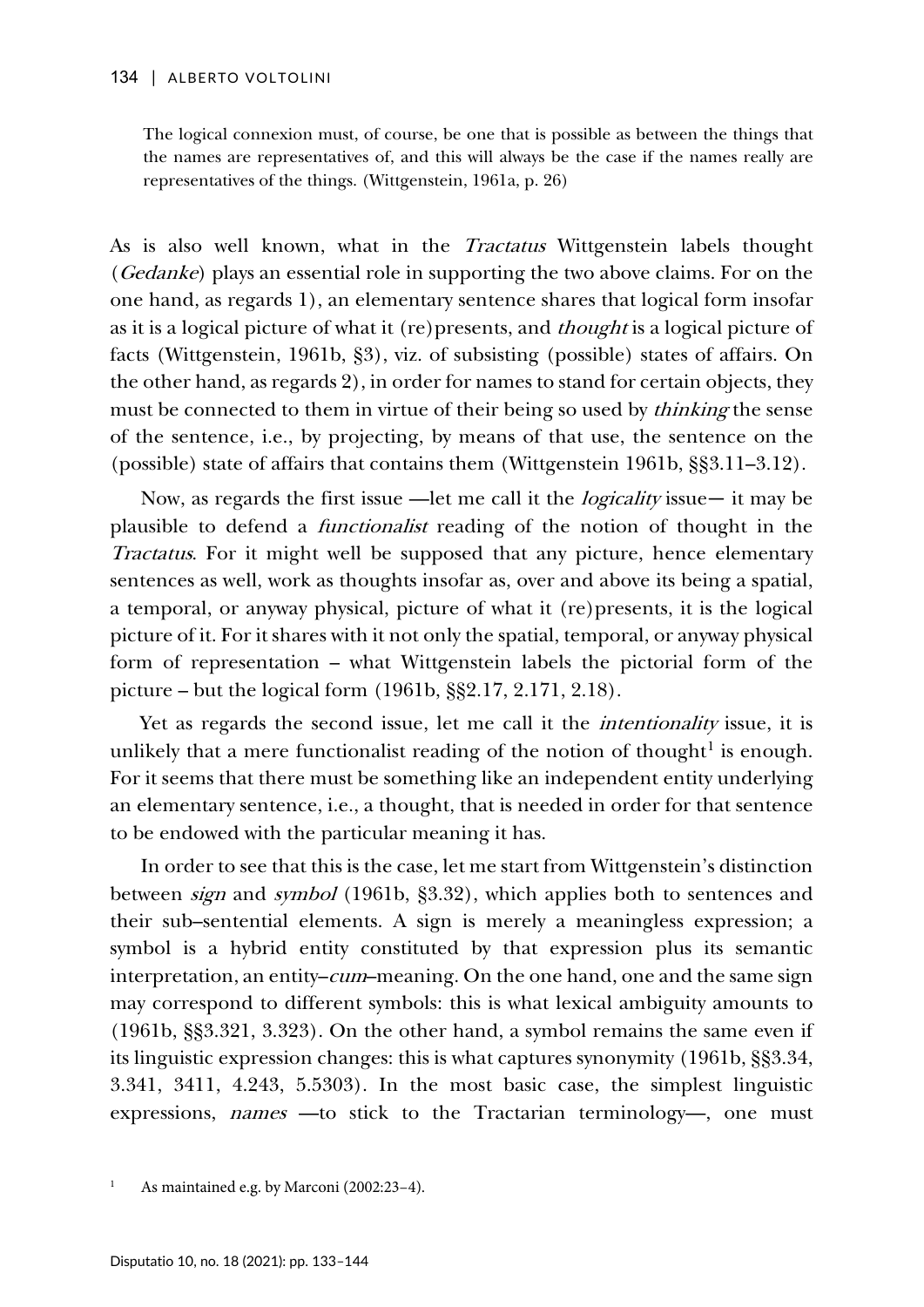> The logical connexion must, of course, be one that is possible as between the things that the names are representatives of, and this will always be the case if the names really are representatives of the things. (Wittgenstein, 1961a, p. 26)

As is also well known, what in the *Tractatus* Wittgenstein labels thought (*Gedanke*) plays an essential role in supporting the two above claims. For on the one hand, as regards 1), an elementary sentence shares that logical form insofar as it is a logical picture of what it (re)presents, and *thought* is a logical picture of facts (Wittgenstein, 1961b, §3), viz. of subsisting (possible) states of affairs. On the other hand, as regards 2), in order for names to stand for certain objects, they must be connected to them in virtue of their being so used by *thinking* the sense of the sentence, i.e., by projecting, by means of that use, the sentence on the (possible) state of affairs that contains them (Wittgenstein 1961b, §§3.11–3.12).

Now, as regards the first issue —let me call it the *logicality* issue— it may be plausible to defend a *functionalist* reading of the notion of thought in the *Tractatus*. For it might well be supposed that any picture, hence elementary sentences as well, work as thoughts insofar as, over and above its being a spatial, a temporal, or anyway physical, picture of what it (re)presents, it is the logical picture of it. For it shares with it not only the spatial, temporal, or anyway physical form of representation – what Wittgenstein labels the pictorial form of the picture – but the logical form (1961b, §§2.17, 2.171, 2.18).

Yet as regards the second issue, let me call it the *intentionality* issue, it is unlikely that a mere functionalist reading of the notion of thought[1] is enough. For it seems that there must be something like an independent entity underlying an elementary sentence, i.e., a thought, that is needed in order for that sentence to be endowed with the particular meaning it has.

In order to see that this is the case, let me start from Wittgenstein's distinction between *sign* and *symbol* (1961b, §3.32), which applies both to sentences and their sub–sentential elements. A sign is merely a meaningless expression; a symbol is a hybrid entity constituted by that expression plus its semantic interpretation, an entity–*cum*–meaning. On the one hand, one and the same sign may correspond to different symbols: this is what lexical ambiguity amounts to (1961b, §§3.321, 3.323). On the other hand, a symbol remains the same even if its linguistic expression changes: this is what captures synonymity (1961b, §§3.34, 3.341, 3411, 4.243, 5.5303). In the most basic case, the simplest linguistic expressions, *names* —to stick to the Tractarian terminology—, one must

[1] As maintained e.g. by Marconi (2002:23–4).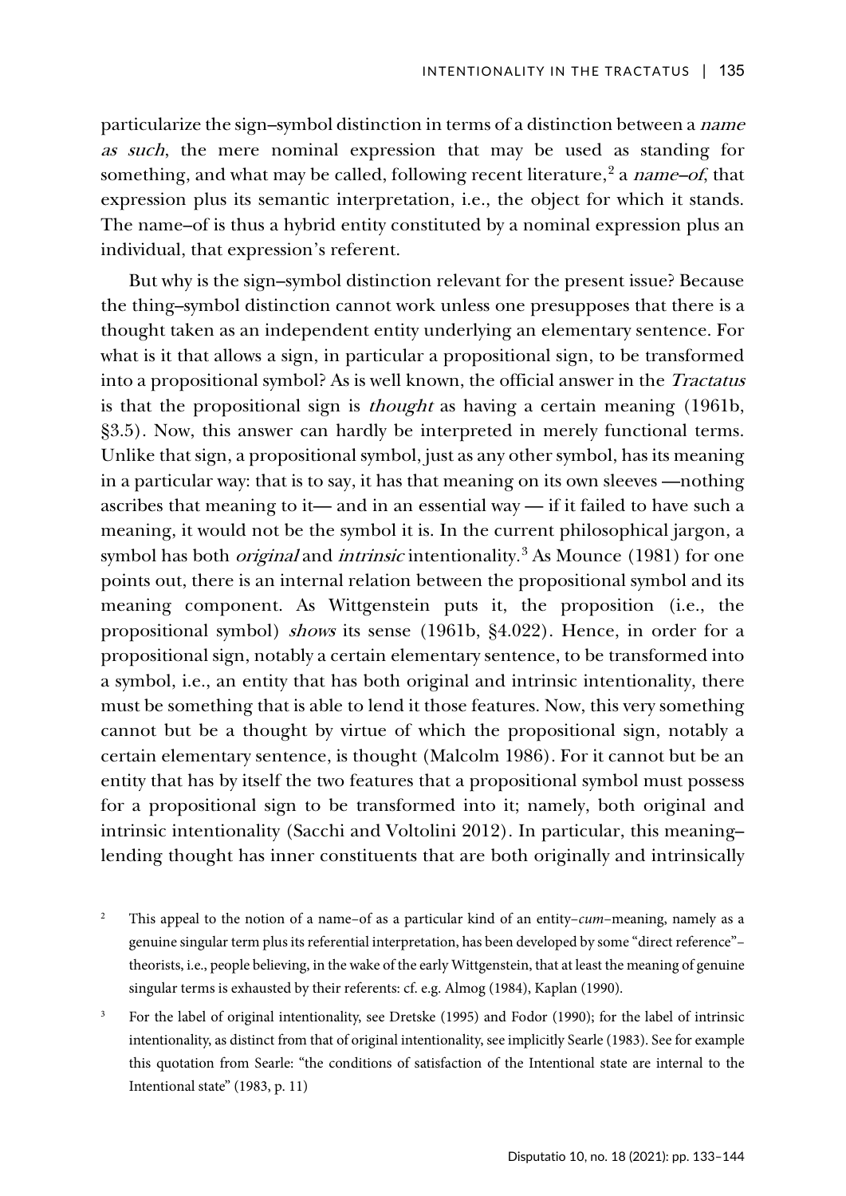particularize the sign–symbol distinction in terms of a distinction between a *name as such*, the mere nominal expression that may be used as standing for something, and what may be called, following recent literature,[2] a *name–of*, that expression plus its semantic interpretation, i.e., the object for which it stands. The name–of is thus a hybrid entity constituted by a nominal expression plus an individual, that expression's referent.

But why is the sign–symbol distinction relevant for the present issue? Because the thing–symbol distinction cannot work unless one presupposes that there is a thought taken as an independent entity underlying an elementary sentence. For what is it that allows a sign, in particular a propositional sign, to be transformed into a propositional symbol? As is well known, the official answer in the *Tractatus* is that the propositional sign is *thought* as having a certain meaning (1961b, §3.5). Now, this answer can hardly be interpreted in merely functional terms. Unlike that sign, a propositional symbol, just as any other symbol, has its meaning in a particular way: that is to say, it has that meaning on its own sleeves —nothing ascribes that meaning to it— and in an essential way — if it failed to have such a meaning, it would not be the symbol it is. In the current philosophical jargon, a symbol has both *original* and *intrinsic* intentionality.[3] As Mounce (1981) for one points out, there is an internal relation between the propositional symbol and its meaning component. As Wittgenstein puts it, the proposition (i.e., the propositional symbol) *shows* its sense (1961b, §4.022). Hence, in order for a propositional sign, notably a certain elementary sentence, to be transformed into a symbol, i.e., an entity that has both original and intrinsic intentionality, there must be something that is able to lend it those features. Now, this very something cannot but be a thought by virtue of which the propositional sign, notably a certain elementary sentence, is thought (Malcolm 1986). For it cannot but be an entity that has by itself the two features that a propositional symbol must possess for a propositional sign to be transformed into it; namely, both original and intrinsic intentionality (Sacchi and Voltolini 2012). In particular, this meaning–lending thought has inner constituents that are both originally and intrinsically

[2] This appeal to the notion of a name–of as a particular kind of an entity–*cum*–meaning, namely as a genuine singular term plus its referential interpretation, has been developed by some "direct reference"–theorists, i.e., people believing, in the wake of the early Wittgenstein, that at least the meaning of genuine singular terms is exhausted by their referents: cf. e.g. Almog (1984), Kaplan (1990).

[3] For the label of original intentionality, see Dretske (1995) and Fodor (1990); for the label of intrinsic intentionality, as distinct from that of original intentionality, see implicitly Searle (1983). See for example this quotation from Searle: "the conditions of satisfaction of the Intentional state are internal to the Intentional state" (1983, p. 11)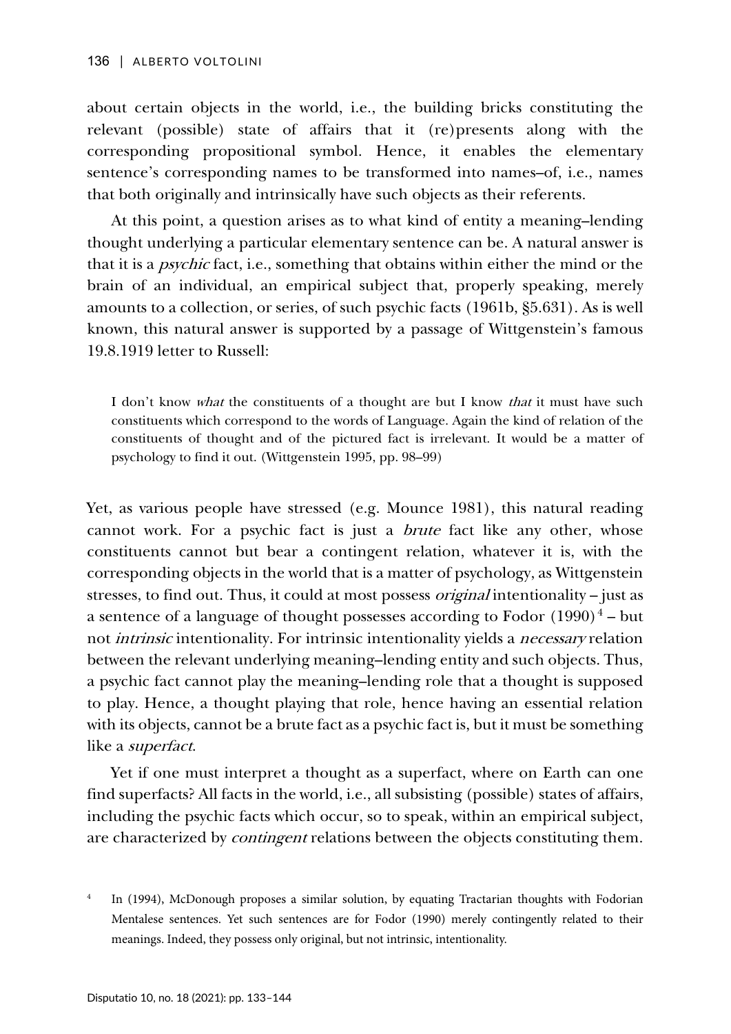about certain objects in the world, i.e., the building bricks constituting the relevant (possible) state of affairs that it (re)presents along with the corresponding propositional symbol. Hence, it enables the elementary sentence's corresponding names to be transformed into names–of, i.e., names that both originally and intrinsically have such objects as their referents.

At this point, a question arises as to what kind of entity a meaning–lending thought underlying a particular elementary sentence can be. A natural answer is that it is a *psychic* fact, i.e., something that obtains within either the mind or the brain of an individual, an empirical subject that, properly speaking, merely amounts to a collection, or series, of such psychic facts (1961b, §5.631). As is well known, this natural answer is supported by a passage of Wittgenstein's famous 19.8.1919 letter to Russell:

> I don't know *what* the constituents of a thought are but I know *that* it must have such constituents which correspond to the words of Language. Again the kind of relation of the constituents of thought and of the pictured fact is irrelevant. It would be a matter of psychology to find it out. (Wittgenstein 1995, pp. 98–99)

Yet, as various people have stressed (e.g. Mounce 1981), this natural reading cannot work. For a psychic fact is just a *brute* fact like any other, whose constituents cannot but bear a contingent relation, whatever it is, with the corresponding objects in the world that is a matter of psychology, as Wittgenstein stresses, to find out. Thus, it could at most possess *original* intentionality – just as a sentence of a language of thought possesses according to Fodor (1990)[4] – but not *intrinsic* intentionality. For intrinsic intentionality yields a *necessary* relation between the relevant underlying meaning–lending entity and such objects. Thus, a psychic fact cannot play the meaning–lending role that a thought is supposed to play. Hence, a thought playing that role, hence having an essential relation with its objects, cannot be a brute fact as a psychic fact is, but it must be something like a *superfact*.

Yet if one must interpret a thought as a superfact, where on Earth can one find superfacts? All facts in the world, i.e., all subsisting (possible) states of affairs, including the psychic facts which occur, so to speak, within an empirical subject, are characterized by *contingent* relations between the objects constituting them.

[4] In (1994), McDonough proposes a similar solution, by equating Tractarian thoughts with Fodorian Mentalese sentences. Yet such sentences are for Fodor (1990) merely contingently related to their meanings. Indeed, they possess only original, but not intrinsic, intentionality.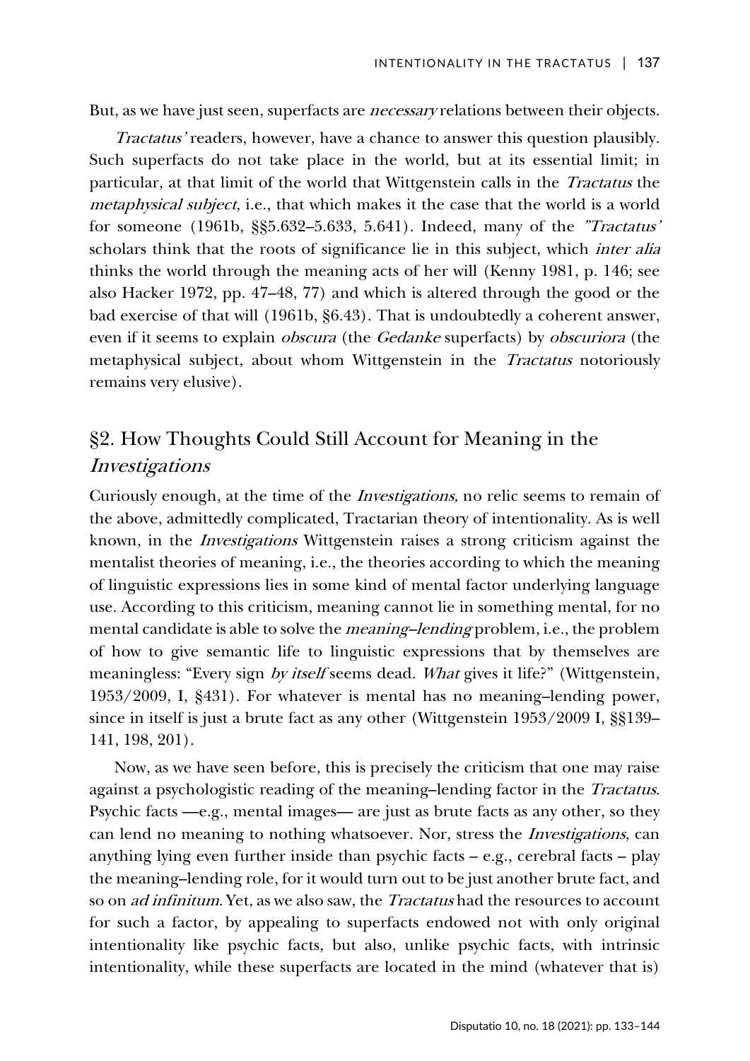But, as we have just seen, superfacts are *necessary* relations between their objects.

*Tractatus'* readers, however, have a chance to answer this question plausibly. Such superfacts do not take place in the world, but at its essential limit; in particular, at that limit of the world that Wittgenstein calls in the *Tractatus* the *metaphysical subject*, i.e., that which makes it the case that the world is a world for someone (1961b, §§5.632–5.633, 5.641). Indeed, many of the *"Tractatus'* scholars think that the roots of significance lie in this subject, which *inter alia* thinks the world through the meaning acts of her will (Kenny 1981, p. 146; see also Hacker 1972, pp. 47–48, 77) and which is altered through the good or the bad exercise of that will (1961b, §6.43). That is undoubtedly a coherent answer, even if it seems to explain *obscura* (the *Gedanke* superfacts) by *obscuriora* (the metaphysical subject, about whom Wittgenstein in the *Tractatus* notoriously remains very elusive).

## §2. How Thoughts Could Still Account for Meaning in the *Investigations*

Curiously enough, at the time of the *Investigations,* no relic seems to remain of the above, admittedly complicated, Tractarian theory of intentionality. As is well known, in the *Investigations* Wittgenstein raises a strong criticism against the mentalist theories of meaning, i.e., the theories according to which the meaning of linguistic expressions lies in some kind of mental factor underlying language use. According to this criticism, meaning cannot lie in something mental, for no mental candidate is able to solve the *meaning–lending* problem, i.e., the problem of how to give semantic life to linguistic expressions that by themselves are meaningless: "Every sign *by itself* seems dead. *What* gives it life?" (Wittgenstein, 1953/2009, I, §431). For whatever is mental has no meaning–lending power, since in itself is just a brute fact as any other (Wittgenstein 1953/2009 I, §§139–141, 198, 201).

Now, as we have seen before, this is precisely the criticism that one may raise against a psychologistic reading of the meaning–lending factor in the *Tractatus*. Psychic facts —e.g., mental images— are just as brute facts as any other, so they can lend no meaning to nothing whatsoever. Nor, stress the *Investigations*, can anything lying even further inside than psychic facts – e.g., cerebral facts – play the meaning–lending role, for it would turn out to be just another brute fact, and so on *ad infinitum*. Yet, as we also saw, the *Tractatus* had the resources to account for such a factor, by appealing to superfacts endowed not with only original intentionality like psychic facts, but also, unlike psychic facts, with intrinsic intentionality, while these superfacts are located in the mind (whatever that is)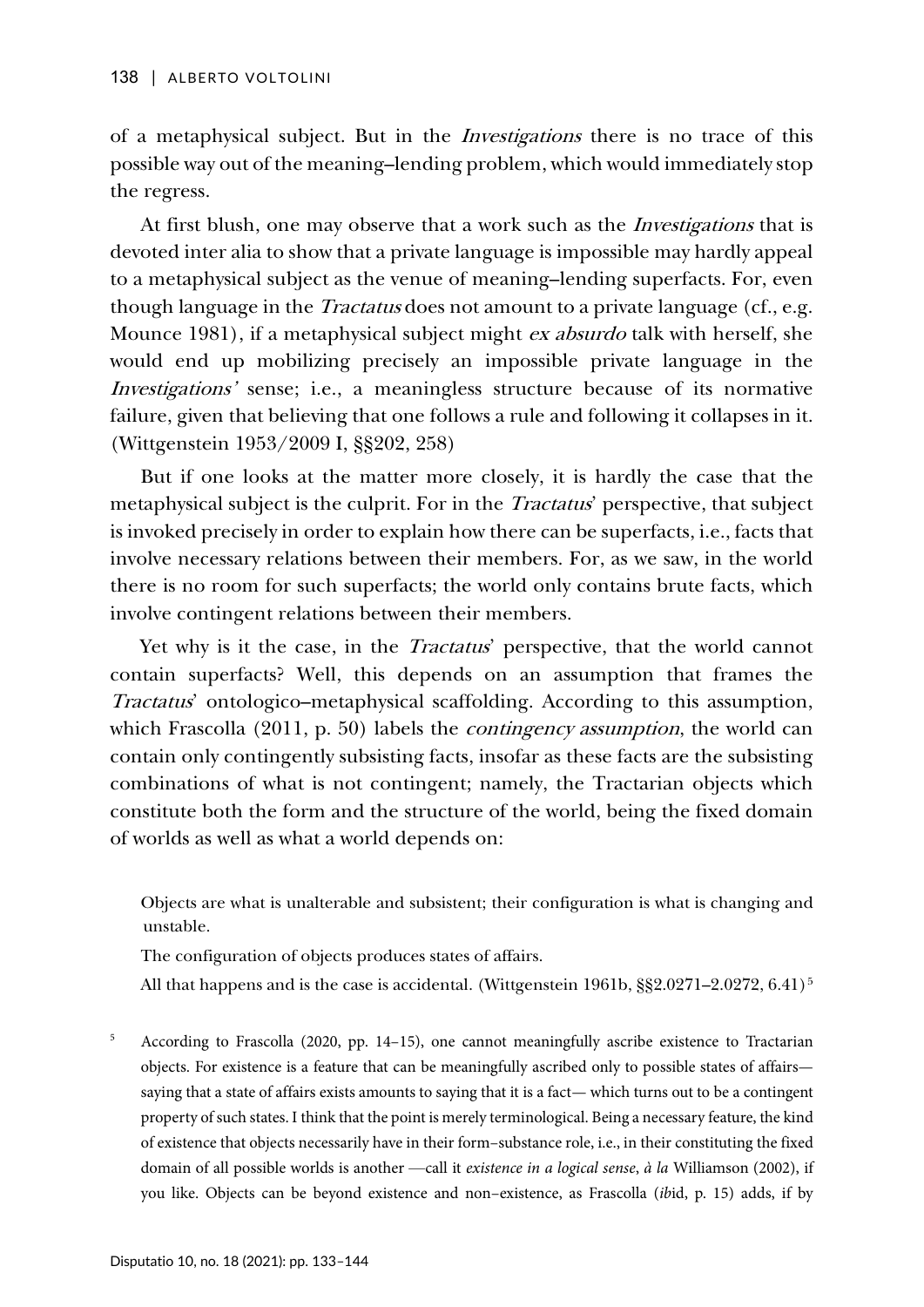of a metaphysical subject. But in the *Investigations* there is no trace of this possible way out of the meaning–lending problem, which would immediately stop the regress.

At first blush, one may observe that a work such as the *Investigations* that is devoted inter alia to show that a private language is impossible may hardly appeal to a metaphysical subject as the venue of meaning–lending superfacts. For, even though language in the *Tractatus* does not amount to a private language (cf., e.g. Mounce 1981), if a metaphysical subject might *ex absurdo* talk with herself, she would end up mobilizing precisely an impossible private language in the *Investigations'* sense; i.e., a meaningless structure because of its normative failure, given that believing that one follows a rule and following it collapses in it. (Wittgenstein 1953/2009 I, §§202, 258)

But if one looks at the matter more closely, it is hardly the case that the metaphysical subject is the culprit. For in the *Tractatus*' perspective, that subject is invoked precisely in order to explain how there can be superfacts, i.e., facts that involve necessary relations between their members. For, as we saw, in the world there is no room for such superfacts; the world only contains brute facts, which involve contingent relations between their members.

Yet why is it the case, in the *Tractatus*' perspective, that the world cannot contain superfacts? Well, this depends on an assumption that frames the *Tractatus*' ontologico–metaphysical scaffolding. According to this assumption, which Frascolla (2011, p. 50) labels the *contingency assumption*, the world can contain only contingently subsisting facts, insofar as these facts are the subsisting combinations of what is not contingent; namely, the Tractarian objects which constitute both the form and the structure of the world, being the fixed domain of worlds as well as what a world depends on:

> Objects are what is unalterable and subsistent; their configuration is what is changing and unstable.
>
> The configuration of objects produces states of affairs.
>
> All that happens and is the case is accidental. (Wittgenstein 1961b, §§2.0271–2.0272, 6.41)[5]

[5] According to Frascolla (2020, pp. 14–15), one cannot meaningfully ascribe existence to Tractarian objects. For existence is a feature that can be meaningfully ascribed only to possible states of affairs—saying that a state of affairs exists amounts to saying that it is a fact— which turns out to be a contingent property of such states. I think that the point is merely terminological. Being a necessary feature, the kind of existence that objects necessarily have in their form–substance role, i.e., in their constituting the fixed domain of all possible worlds is another —call it *existence in a logical sense*, *à la* Williamson (2002), if you like. Objects can be beyond existence and non–existence, as Frascolla (*ib*id, p. 15) adds, if by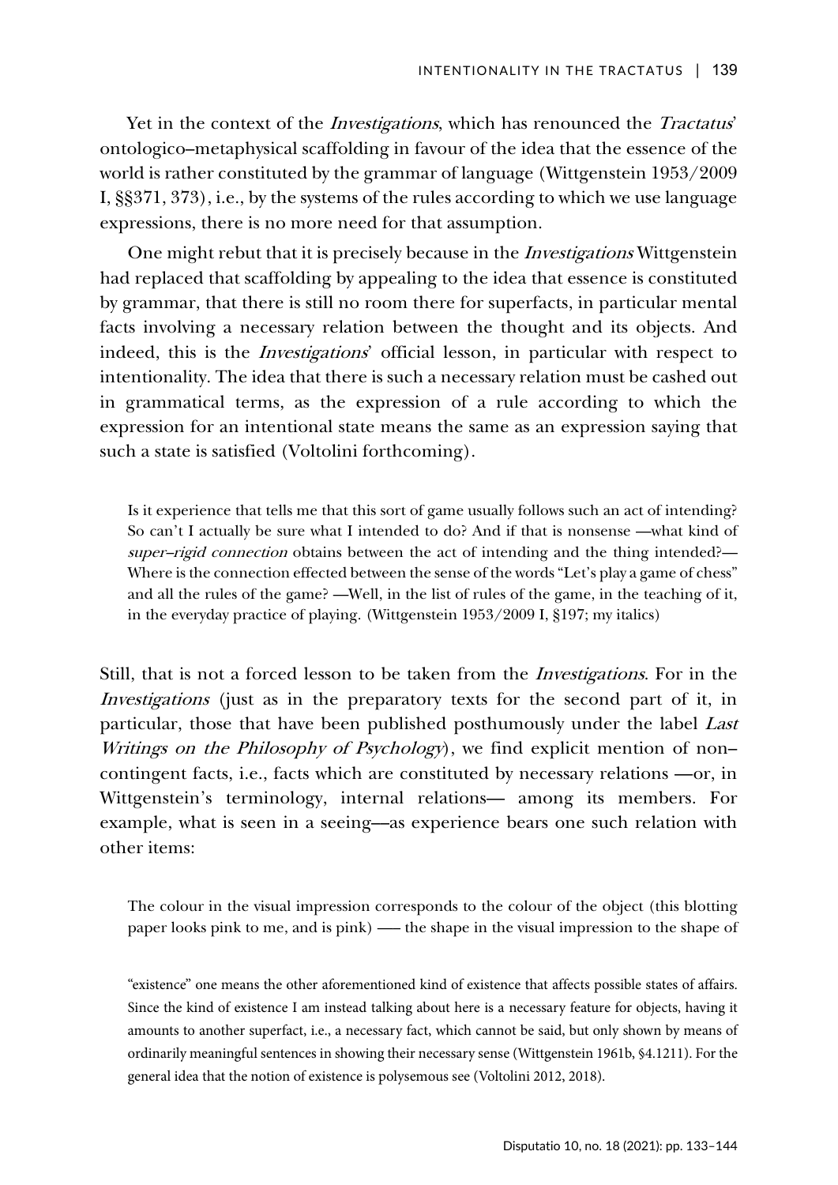Yet in the context of the *Investigations*, which has renounced the *Tractatus*' ontologico–metaphysical scaffolding in favour of the idea that the essence of the world is rather constituted by the grammar of language (Wittgenstein 1953/2009 I, §§371, 373), i.e., by the systems of the rules according to which we use language expressions, there is no more need for that assumption.

One might rebut that it is precisely because in the *Investigations* Wittgenstein had replaced that scaffolding by appealing to the idea that essence is constituted by grammar, that there is still no room there for superfacts, in particular mental facts involving a necessary relation between the thought and its objects. And indeed, this is the *Investigations*' official lesson, in particular with respect to intentionality. The idea that there is such a necessary relation must be cashed out in grammatical terms, as the expression of a rule according to which the expression for an intentional state means the same as an expression saying that such a state is satisfied (Voltolini forthcoming).

> Is it experience that tells me that this sort of game usually follows such an act of intending? So can't I actually be sure what I intended to do? And if that is nonsense —what kind of *super–rigid connection* obtains between the act of intending and the thing intended?— Where is the connection effected between the sense of the words "Let's play a game of chess" and all the rules of the game? —Well, in the list of rules of the game, in the teaching of it, in the everyday practice of playing. (Wittgenstein 1953/2009 I, §197; my italics)

Still, that is not a forced lesson to be taken from the *Investigations*. For in the *Investigations* (just as in the preparatory texts for the second part of it, in particular, those that have been published posthumously under the label *Last Writings on the Philosophy of Psychology*), we find explicit mention of non–contingent facts, i.e., facts which are constituted by necessary relations —or, in Wittgenstein's terminology, internal relations— among its members. For example, what is seen in a seeing—as experience bears one such relation with other items:

> The colour in the visual impression corresponds to the colour of the object (this blotting paper looks pink to me, and is pink) —– the shape in the visual impression to the shape of

"existence" one means the other aforementioned kind of existence that affects possible states of affairs. Since the kind of existence I am instead talking about here is a necessary feature for objects, having it amounts to another superfact, i.e., a necessary fact, which cannot be said, but only shown by means of ordinarily meaningful sentences in showing their necessary sense (Wittgenstein 1961b, §4.1211). For the general idea that the notion of existence is polysemous see (Voltolini 2012, 2018).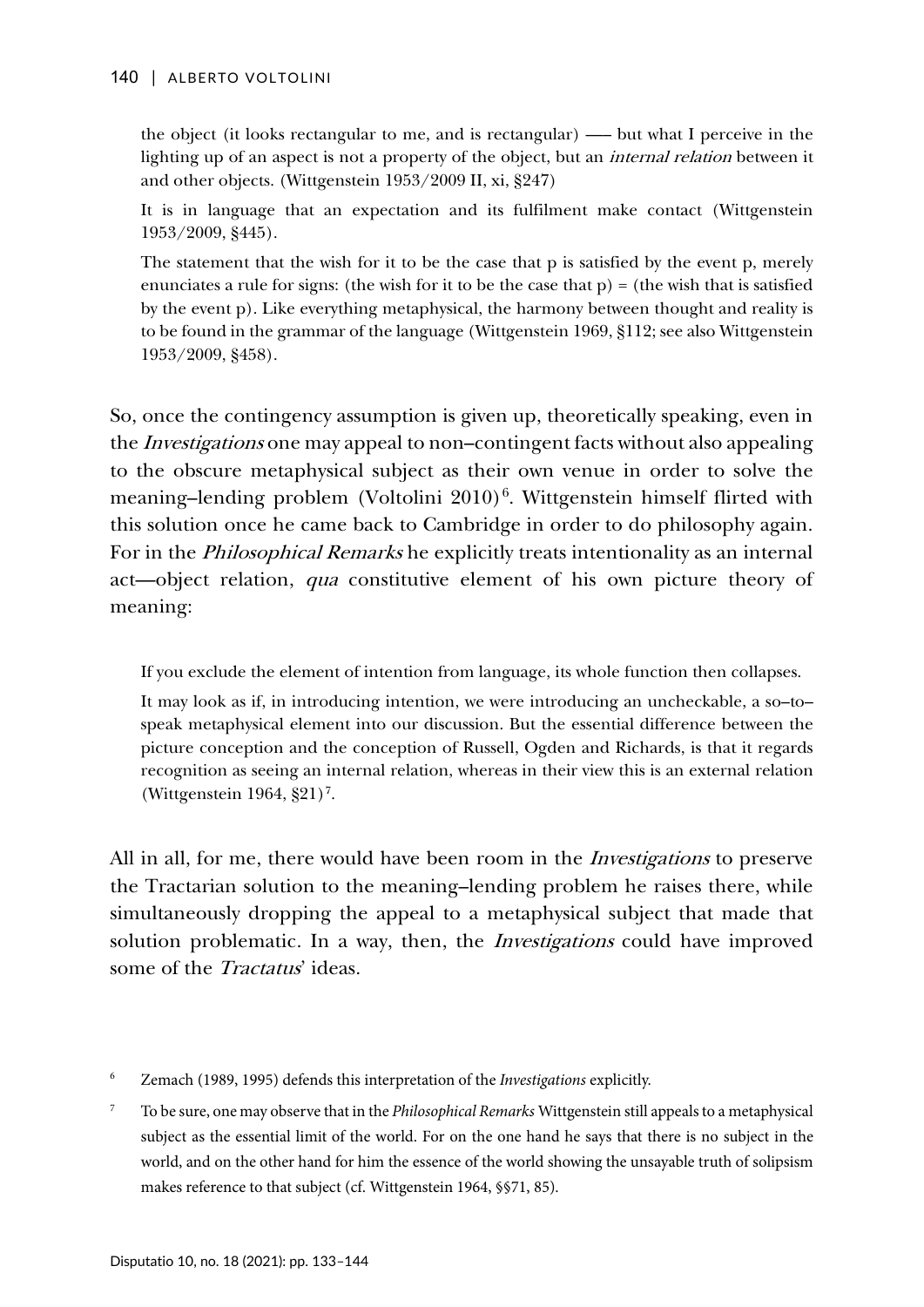> the object (it looks rectangular to me, and is rectangular) —– but what I perceive in the lighting up of an aspect is not a property of the object, but an *internal relation* between it and other objects. (Wittgenstein 1953/2009 II, xi, §247)
>
> It is in language that an expectation and its fulfilment make contact (Wittgenstein 1953/2009, §445).
>
> The statement that the wish for it to be the case that p is satisfied by the event p, merely enunciates a rule for signs: (the wish for it to be the case that p) = (the wish that is satisfied by the event p). Like everything metaphysical, the harmony between thought and reality is to be found in the grammar of the language (Wittgenstein 1969, §112; see also Wittgenstein 1953/2009, §458).

So, once the contingency assumption is given up, theoretically speaking, even in the *Investigations* one may appeal to non–contingent facts without also appealing to the obscure metaphysical subject as their own venue in order to solve the meaning–lending problem (Voltolini 2010)[6]. Wittgenstein himself flirted with this solution once he came back to Cambridge in order to do philosophy again. For in the *Philosophical Remarks* he explicitly treats intentionality as an internal act—object relation, *qua* constitutive element of his own picture theory of meaning:

> If you exclude the element of intention from language, its whole function then collapses.
>
> It may look as if, in introducing intention, we were introducing an uncheckable, a so–to–speak metaphysical element into our discussion. But the essential difference between the picture conception and the conception of Russell, Ogden and Richards, is that it regards recognition as seeing an internal relation, whereas in their view this is an external relation (Wittgenstein 1964, §21)[7].

All in all, for me, there would have been room in the *Investigations* to preserve the Tractarian solution to the meaning–lending problem he raises there, while simultaneously dropping the appeal to a metaphysical subject that made that solution problematic. In a way, then, the *Investigations* could have improved some of the *Tractatus*' ideas.

[6] Zemach (1989, 1995) defends this interpretation of the *Investigations* explicitly.

[7] To be sure, one may observe that in the *Philosophical Remarks* Wittgenstein still appeals to a metaphysical subject as the essential limit of the world. For on the one hand he says that there is no subject in the world, and on the other hand for him the essence of the world showing the unsayable truth of solipsism makes reference to that subject (cf. Wittgenstein 1964, §§71, 85).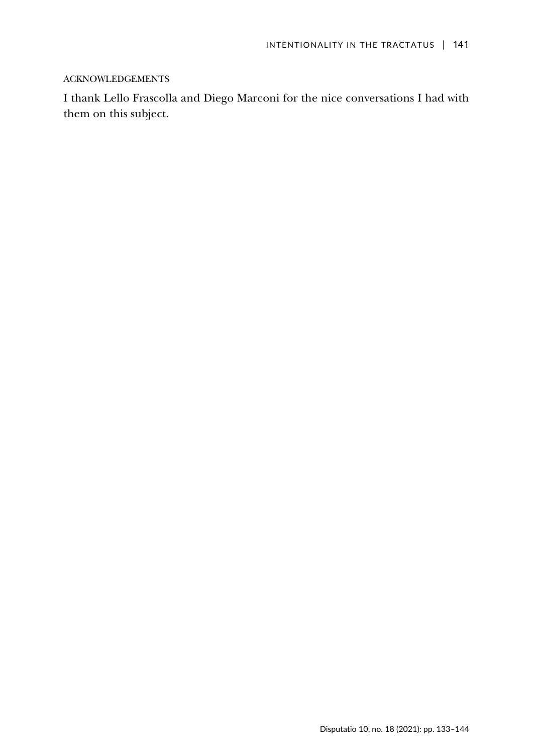## ACKNOWLEDGEMENTS

I thank Lello Frascolla and Diego Marconi for the nice conversations I had with them on this subject.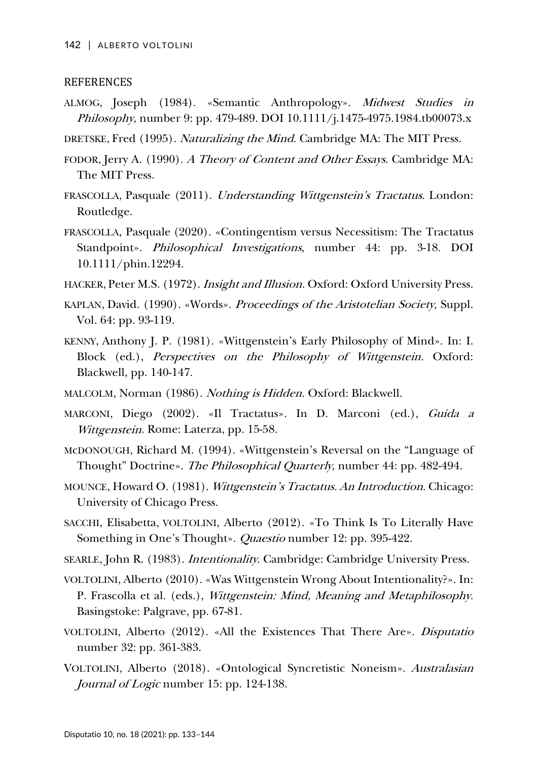## REFERENCES

ALMOG, Joseph (1984). «Semantic Anthropology». *Midwest Studies in Philosophy,* number 9: pp. 479-489. DOI 10.1111/j.1475-4975.1984.tb00073.x

DRETSKE, Fred (1995). *Naturalizing the Mind*. Cambridge MA: The MIT Press.

FODOR, Jerry A. (1990). *A Theory of Content and Other Essays*. Cambridge MA: The MIT Press.

FRASCOLLA, Pasquale (2011). *Understanding Wittgenstein's Tractatus*. London: Routledge.

FRASCOLLA, Pasquale (2020). «Contingentism versus Necessitism: The Tractatus Standpoint». *Philosophical Investigations*, number 44: pp. 3-18. DOI 10.1111/phin.12294.

HACKER, Peter M.S. (1972). *Insight and Illusion*. Oxford: Oxford University Press.

KAPLAN, David. (1990). «Words». *Proceedings of the Aristotelian Society*, Suppl. Vol. 64: pp. 93-119.

KENNY, Anthony J. P. (1981). «Wittgenstein's Early Philosophy of Mind». In: I. Block (ed.), *Perspectives on the Philosophy of Wittgenstein*. Oxford: Blackwell, pp. 140-147.

MALCOLM, Norman (1986). *Nothing is Hidden*. Oxford: Blackwell.

MARCONI, Diego (2002). «Il Tractatus». In D. Marconi (ed.), *Guida a Wittgenstein*. Rome: Laterza, pp. 15-58.

MCDONOUGH, Richard M. (1994). «Wittgenstein's Reversal on the "Language of Thought" Doctrine». *The Philosophical Quarterly*, number 44: pp. 482-494.

MOUNCE, Howard O. (1981). *Wittgenstein's Tractatus. An Introduction*. Chicago: University of Chicago Press.

SACCHI, Elisabetta, VOLTOLINI, Alberto (2012). «To Think Is To Literally Have Something in One's Thought». *Quaestio* number 12: pp. 395-422.

SEARLE, John R. (1983). *Intentionality*. Cambridge: Cambridge University Press.

VOLTOLINI, Alberto (2010). «Was Wittgenstein Wrong About Intentionality?». In: P. Frascolla et al. (eds.), *Wittgenstein: Mind, Meaning and Metaphilosophy*. Basingstoke: Palgrave, pp. 67-81.

VOLTOLINI, Alberto (2012). «All the Existences That There Are». *Disputatio* number 32: pp. 361-383.

VOLTOLINI, Alberto (2018). «Ontological Syncretistic Noneism». *Australasian Journal of Logic* number 15: pp. 124-138.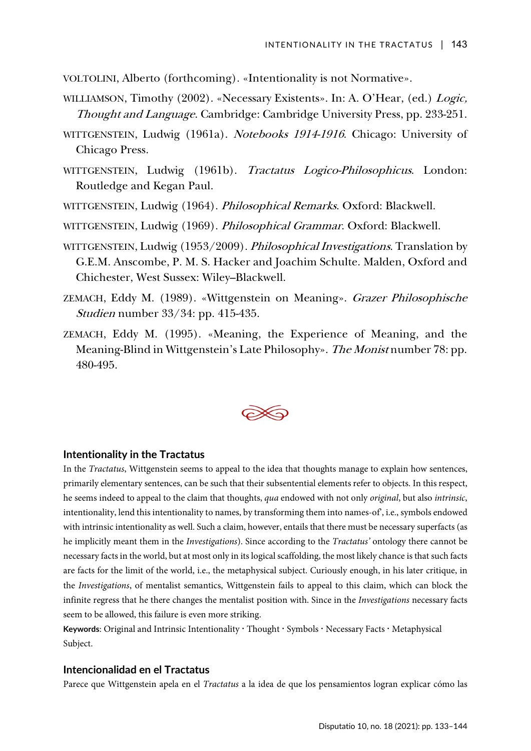VOLTOLINI, Alberto (forthcoming). «Intentionality is not Normative».

WILLIAMSON, Timothy (2002). «Necessary Existents». In: A. O'Hear, (ed.) *Logic, Thought and Language*. Cambridge: Cambridge University Press, pp. 233-251.

WITTGENSTEIN, Ludwig (1961a). *Notebooks 1914-1916*. Chicago: University of Chicago Press.

WITTGENSTEIN, Ludwig (1961b). *Tractatus Logico-Philosophicus*. London: Routledge and Kegan Paul.

WITTGENSTEIN, Ludwig (1964). *Philosophical Remarks*. Oxford: Blackwell.

WITTGENSTEIN, Ludwig (1969). *Philosophical Grammar*. Oxford: Blackwell.

WITTGENSTEIN, Ludwig (1953/2009). *Philosophical Investigations*. Translation by G.E.M. Anscombe, P. M. S. Hacker and Joachim Schulte. Malden, Oxford and Chichester, West Sussex: Wiley–Blackwell.

ZEMACH, Eddy M. (1989). «Wittgenstein on Meaning». *Grazer Philosophische Studien* number 33/34: pp. 415-435.

ZEMACH, Eddy M. (1995). «Meaning, the Experience of Meaning, and the Meaning-Blind in Wittgenstein's Late Philosophy». *The Monist* number 78: pp. 480-495.

### Intentionality in the Tractatus

In the *Tractatus*, Wittgenstein seems to appeal to the idea that thoughts manage to explain how sentences, primarily elementary sentences, can be such that their subsentential elements refer to objects. In this respect, he seems indeed to appeal to the claim that thoughts, *qua* endowed with not only *original*, but also *intrinsic*, intentionality, lend this intentionality to names, by transforming them into names-of', i.e., symbols endowed with intrinsic intentionality as well. Such a claim, however, entails that there must be necessary superfacts (as he implicitly meant them in the *Investigations*). Since according to the *Tractatus'* ontology there cannot be necessary facts in the world, but at most only in its logical scaffolding, the most likely chance is that such facts are facts for the limit of the world, i.e., the metaphysical subject. Curiously enough, in his later critique, in the *Investigations*, of mentalist semantics, Wittgenstein fails to appeal to this claim, which can block the infinite regress that he there changes the mentalist position with. Since in the *Investigations* necessary facts seem to be allowed, this failure is even more striking.

**Keywords**: Original and Intrinsic Intentionality · Thought · Symbols · Necessary Facts · Metaphysical Subject.

### Intencionalidad en el Tractatus

Parece que Wittgenstein apela en el *Tractatus* a la idea de que los pensamientos logran explicar cómo las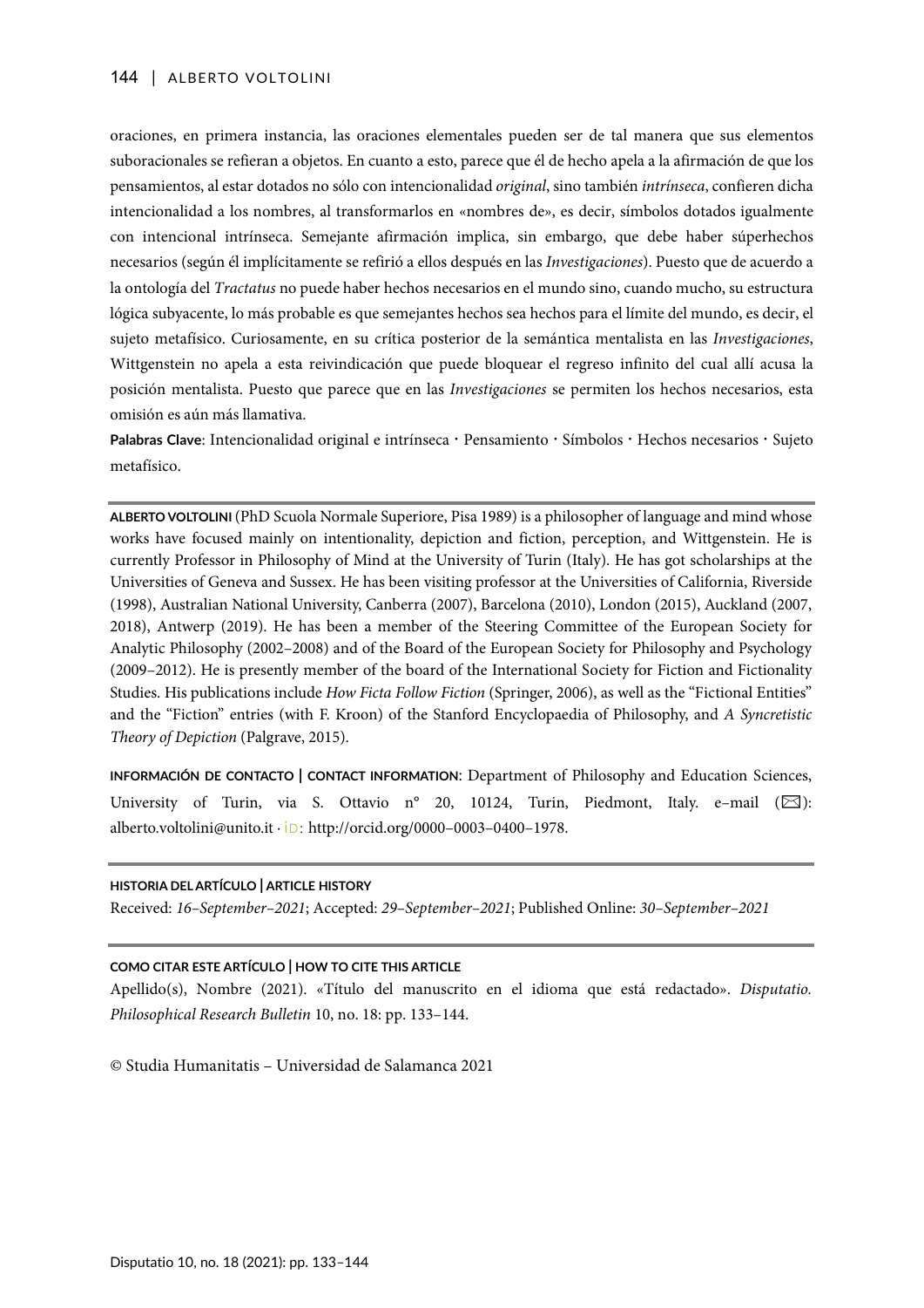oraciones, en primera instancia, las oraciones elementales pueden ser de tal manera que sus elementos suboracionales se refieran a objetos. En cuanto a esto, parece que él de hecho apela a la afirmación de que los pensamientos, al estar dotados no sólo con intencionalidad *original*, sino también *intrínseca*, confieren dicha intencionalidad a los nombres, al transformarlos en «nombres de», es decir, símbolos dotados igualmente con intencional intrínseca. Semejante afirmación implica, sin embargo, que debe haber súperhechos necesarios (según él implícitamente se refirió a ellos después en las *Investigaciones*). Puesto que de acuerdo a la ontología del *Tractatus* no puede haber hechos necesarios en el mundo sino, cuando mucho, su estructura lógica subyacente, lo más probable es que semejantes hechos sea hechos para el límite del mundo, es decir, el sujeto metafísico. Curiosamente, en su crítica posterior de la semántica mentalista en las *Investigaciones*, Wittgenstein no apela a esta reivindicación que puede bloquear el regreso infinito del cual allí acusa la posición mentalista. Puesto que parece que en las *Investigaciones* se permiten los hechos necesarios, esta omisión es aún más llamativa.

**Palabras Clave**: Intencionalidad original e intrínseca · Pensamiento · Símbolos · Hechos necesarios · Sujeto metafísico.

---

**ALBERTO VOLTOLINI** (PhD Scuola Normale Superiore, Pisa 1989) is a philosopher of language and mind whose works have focused mainly on intentionality, depiction and fiction, perception, and Wittgenstein. He is currently Professor in Philosophy of Mind at the University of Turin (Italy). He has got scholarships at the Universities of Geneva and Sussex. He has been visiting professor at the Universities of California, Riverside (1998), Australian National University, Canberra (2007), Barcelona (2010), London (2015), Auckland (2007, 2018), Antwerp (2019). He has been a member of the Steering Committee of the European Society for Analytic Philosophy (2002–2008) and of the Board of the European Society for Philosophy and Psychology (2009–2012). He is presently member of the board of the International Society for Fiction and Fictionality Studies. His publications include *How Ficta Follow Fiction* (Springer, 2006), as well as the "Fictional Entities" and the "Fiction" entries (with F. Kroon) of the Stanford Encyclopaedia of Philosophy, and *A Syncretistic Theory of Depiction* (Palgrave, 2015).

**INFORMACIÓN DE CONTACTO | CONTACT INFORMATION**: Department of Philosophy and Education Sciences, University of Turin, via S. Ottavio n° 20, 10124, Turin, Piedmont, Italy. e–mail (✉): alberto.voltolini@unito.it · iD: http://orcid.org/0000–0003–0400–1978.

---

**HISTORIA DEL ARTÍCULO | ARTICLE HISTORY**

Received: *16–September–2021*; Accepted: *29–September–2021*; Published Online: *30–September–2021*

---

**COMO CITAR ESTE ARTÍCULO | HOW TO CITE THIS ARTICLE**

Apellido(s), Nombre (2021). «Título del manuscrito en el idioma que está redactado». *Disputatio. Philosophical Research Bulletin* 10, no. 18: pp. 133–144.

© Studia Humanitatis – Universidad de Salamanca 2021